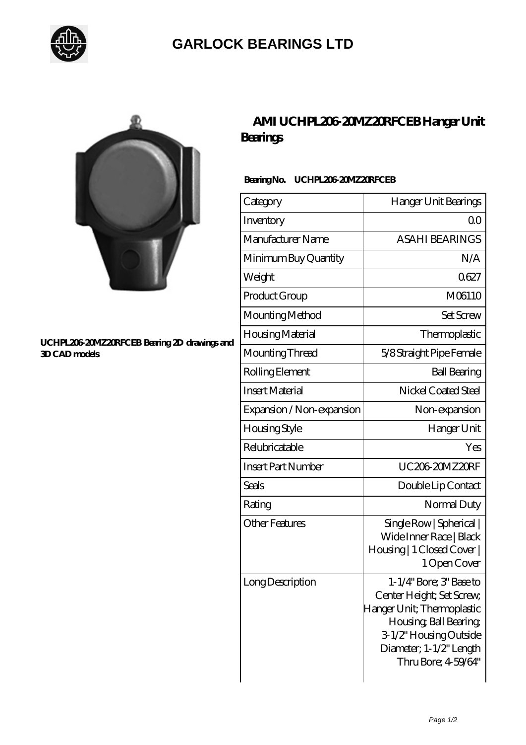# GARLOCK BEARINGS LTD

UCHPL206-20MZ20RFCEB Bearing 2D drawings and 3D CAD models

## AMI UCHPL206-20MZ20RFCEB Hanger Unit Bearings

**Bearing No. UCHPL206-20MZ20RFCEB**

| Category | Hanger Unit Bearings |
|---|---|
| Inventory | 0.0 |
| Manufacturer Name | ASAHI BEARINGS |
| Minimum Buy Quantity | N/A |
| Weight | 0.627 |
| Product Group | M06110 |
| Mounting Method | Set Screw |
| Housing Material | Thermoplastic |
| Mounting Thread | 5/8 Straight Pipe Female |
| Rolling Element | Ball Bearing |
| Insert Material | Nickel Coated Steel |
| Expansion / Non-expansion | Non-expansion |
| Housing Style | Hanger Unit |
| Relubricatable | Yes |
| Insert Part Number | UC206-20MZ20RF |
| Seals | Double Lip Contact |
| Rating | Normal Duty |
| Other Features | Single Row \| Spherical \| Wide Inner Race \| Black Housing \| 1 Closed Cover \| 1 Open Cover |
| Long Description | 1-1/4" Bore; 3" Base to Center Height; Set Screw; Hanger Unit; Thermoplastic Housing; Ball Bearing; 3-1/2" Housing Outside Diameter; 1-1/2" Length Thru Bore; 4-59/64" |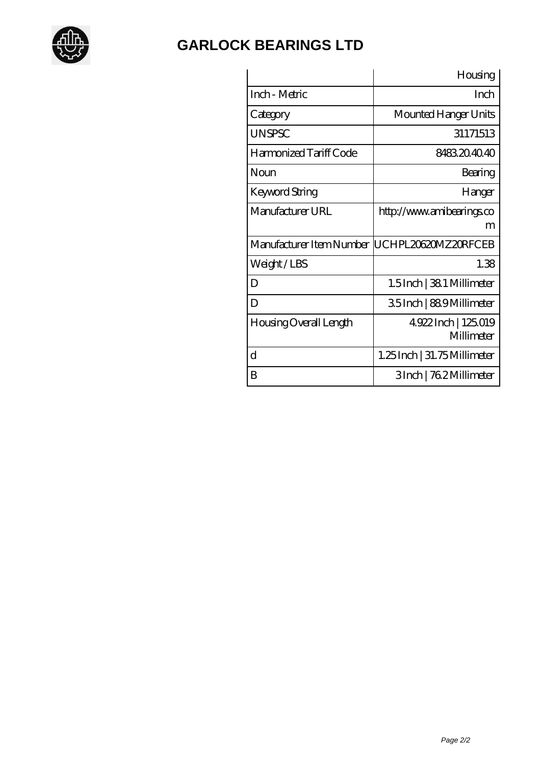# GARLOCK BEARINGS LTD

| | |
|---|---|
| | Housing |
| Inch - Metric | Inch |
| Category | Mounted Hanger Units |
| UNSPSC | 31171513 |
| Harmonized Tariff Code | 8483.20.40.40 |
| Noun | Bearing |
| Keyword String | Hanger |
| Manufacturer URL | http://www.amibearings.com |
| Manufacturer Item Number | UCHPL20620MZ20RFCEB |
| Weight / LBS | 1.38 |
| D | 1.5 Inch \| 38.1 Millimeter |
| D | 3.5 Inch \| 88.9 Millimeter |
| Housing Overall Length | 4.922 Inch \| 125.019 Millimeter |
| d | 1.25 Inch \| 31.75 Millimeter |
| B | 3 Inch \| 76.2 Millimeter |